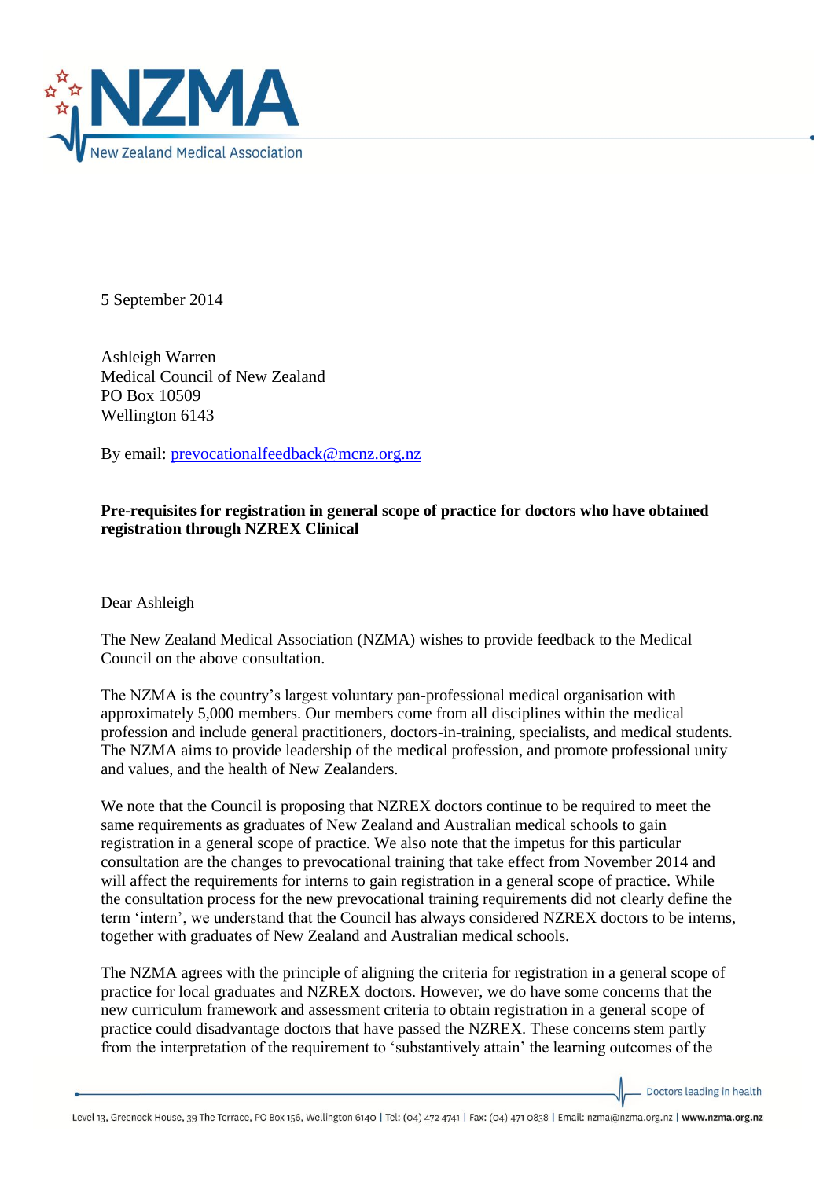5 September 2014

Ashleigh Warren
Medical Council of New Zealand
PO Box 10509
Wellington 6143

By email: [prevocationalfeedback@mcnz.org.nz](mailto:prevocationalfeedback@mcnz.org.nz)

**Pre-requisites for registration in general scope of practice for doctors who have obtained registration through NZREX Clinical**

Dear Ashleigh

The New Zealand Medical Association (NZMA) wishes to provide feedback to the Medical Council on the above consultation.

The NZMA is the country's largest voluntary pan-professional medical organisation with approximately 5,000 members. Our members come from all disciplines within the medical profession and include general practitioners, doctors-in-training, specialists, and medical students. The NZMA aims to provide leadership of the medical profession, and promote professional unity and values, and the health of New Zealanders.

We note that the Council is proposing that NZREX doctors continue to be required to meet the same requirements as graduates of New Zealand and Australian medical schools to gain registration in a general scope of practice. We also note that the impetus for this particular consultation are the changes to prevocational training that take effect from November 2014 and will affect the requirements for interns to gain registration in a general scope of practice. While the consultation process for the new prevocational training requirements did not clearly define the term 'intern', we understand that the Council has always considered NZREX doctors to be interns, together with graduates of New Zealand and Australian medical schools.

The NZMA agrees with the principle of aligning the criteria for registration in a general scope of practice for local graduates and NZREX doctors. However, we do have some concerns that the new curriculum framework and assessment criteria to obtain registration in a general scope of practice could disadvantage doctors that have passed the NZREX. These concerns stem partly from the interpretation of the requirement to 'substantively attain' the learning outcomes of the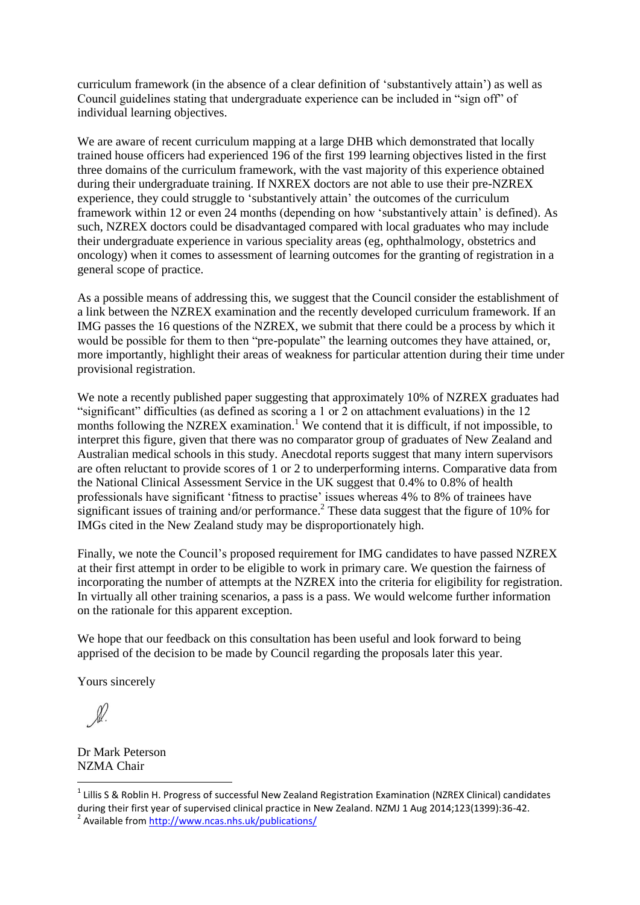curriculum framework (in the absence of a clear definition of 'substantively attain') as well as Council guidelines stating that undergraduate experience can be included in "sign off" of individual learning objectives.

We are aware of recent curriculum mapping at a large DHB which demonstrated that locally trained house officers had experienced 196 of the first 199 learning objectives listed in the first three domains of the curriculum framework, with the vast majority of this experience obtained during their undergraduate training. If NXREX doctors are not able to use their pre-NZREX experience, they could struggle to 'substantively attain' the outcomes of the curriculum framework within 12 or even 24 months (depending on how 'substantively attain' is defined). As such, NZREX doctors could be disadvantaged compared with local graduates who may include their undergraduate experience in various speciality areas (eg, ophthalmology, obstetrics and oncology) when it comes to assessment of learning outcomes for the granting of registration in a general scope of practice.

As a possible means of addressing this, we suggest that the Council consider the establishment of a link between the NZREX examination and the recently developed curriculum framework. If an IMG passes the 16 questions of the NZREX, we submit that there could be a process by which it would be possible for them to then "pre-populate" the learning outcomes they have attained, or, more importantly, highlight their areas of weakness for particular attention during their time under provisional registration.

We note a recently published paper suggesting that approximately 10% of NZREX graduates had "significant" difficulties (as defined as scoring a 1 or 2 on attachment evaluations) in the 12 months following the NZREX examination.[1] We contend that it is difficult, if not impossible, to interpret this figure, given that there was no comparator group of graduates of New Zealand and Australian medical schools in this study. Anecdotal reports suggest that many intern supervisors are often reluctant to provide scores of 1 or 2 to underperforming interns. Comparative data from the National Clinical Assessment Service in the UK suggest that 0.4% to 0.8% of health professionals have significant 'fitness to practise' issues whereas 4% to 8% of trainees have significant issues of training and/or performance.[2] These data suggest that the figure of 10% for IMGs cited in the New Zealand study may be disproportionately high.

Finally, we note the Council's proposed requirement for IMG candidates to have passed NZREX at their first attempt in order to be eligible to work in primary care. We question the fairness of incorporating the number of attempts at the NZREX into the criteria for eligibility for registration. In virtually all other training scenarios, a pass is a pass. We would welcome further information on the rationale for this apparent exception.

We hope that our feedback on this consultation has been useful and look forward to being apprised of the decision to be made by Council regarding the proposals later this year.

Yours sincerely

Dr Mark Peterson
NZMA Chair

---

[1] Lillis S & Roblin H. Progress of successful New Zealand Registration Examination (NZREX Clinical) candidates during their first year of supervised clinical practice in New Zealand. NZMJ 1 Aug 2014;123(1399):36-42.

[2] Available from http://www.ncas.nhs.uk/publications/